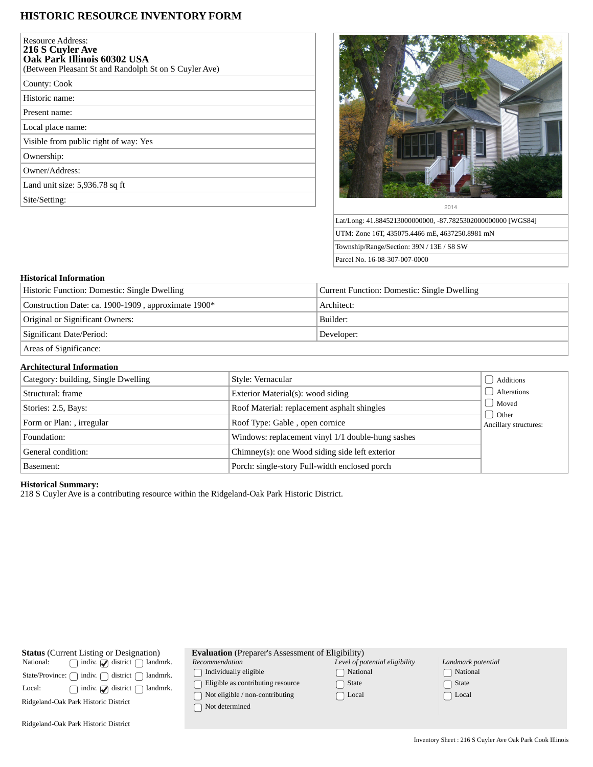# HISTORIC RESOURCE INVENTORY FORM

| Resource Address: **216 S Cuyler Ave Oak Park Illinois 60302 USA** (Between Pleasant St and Randolph St on S Cuyler Ave) |
|---|
| County: Cook |
| Historic name: |
| Present name: |
| Local place name: |
| Visible from public right of way: Yes |
| Ownership: |
| Owner/Address: |
| Land unit size: 5,936.78 sq ft |
| Site/Setting: |

2014

| |
|---|
| Lat/Long: 41.8845213000000000, -87.7825302000000000 [WGS84] |
| UTM: Zone 16T, 435075.4466 mE, 4637250.8981 mN |
| Township/Range/Section: 39N / 13E / S8 SW |
| Parcel No. 16-08-307-007-0000 |

### Historical Information

| | |
|---|---|
| Historic Function: Domestic: Single Dwelling | Current Function: Domestic: Single Dwelling |
| Construction Date: ca. 1900-1909 , approximate 1900* | Architect: |
| Original or Significant Owners: | Builder: |
| Significant Date/Period: | Developer: |
| Areas of Significance: | |

### Architectural Information

| | | |
|---|---|---|
| Category: building, Single Dwelling | Style: Vernacular | ☐ Additions |
| Structural: frame | Exterior Material(s): wood siding | ☐ Alterations |
| Stories: 2.5, Bays: | Roof Material: replacement asphalt shingles | ☐ Moved |
| Form or Plan: , irregular | Roof Type: Gable , open cornice | ☐ Other |
| Foundation: | Windows: replacement vinyl 1/1 double-hung sashes | Ancillary structures: |
| General condition: | Chimney(s): one Wood siding side left exterior | |
| Basement: | Porch: single-story Full-width enclosed porch | |

**Historical Summary:**
218 S Cuyler Ave is a contributing resource within the Ridgeland-Oak Park Historic District.

**Status** (Current Listing or Designation)

| | | | |
|---|---|---|---|
| National: | ☐ indiv. | ☑ district | ☐ landmrk. |
| State/Province: | ☐ indiv. | ☐ district | ☐ landmrk. |
| Local: | ☐ indiv. | ☑ district | ☐ landmrk. |

Ridgeland-Oak Park Historic District

Ridgeland-Oak Park Historic District

**Evaluation** (Preparer's Assessment of Eligibility)

| *Recommendation* | *Level of potential eligibility* | *Landmark potential* |
|---|---|---|
| ☐ Individually eligible | ☐ National | ☐ National |
| ☐ Eligible as contributing resource | ☐ State | ☐ State |
| ☐ Not eligible / non-contributing | ☐ Local | ☐ Local |
| ☐ Not determined | | |

Inventory Sheet : 216 S Cuyler Ave Oak Park Cook Illinois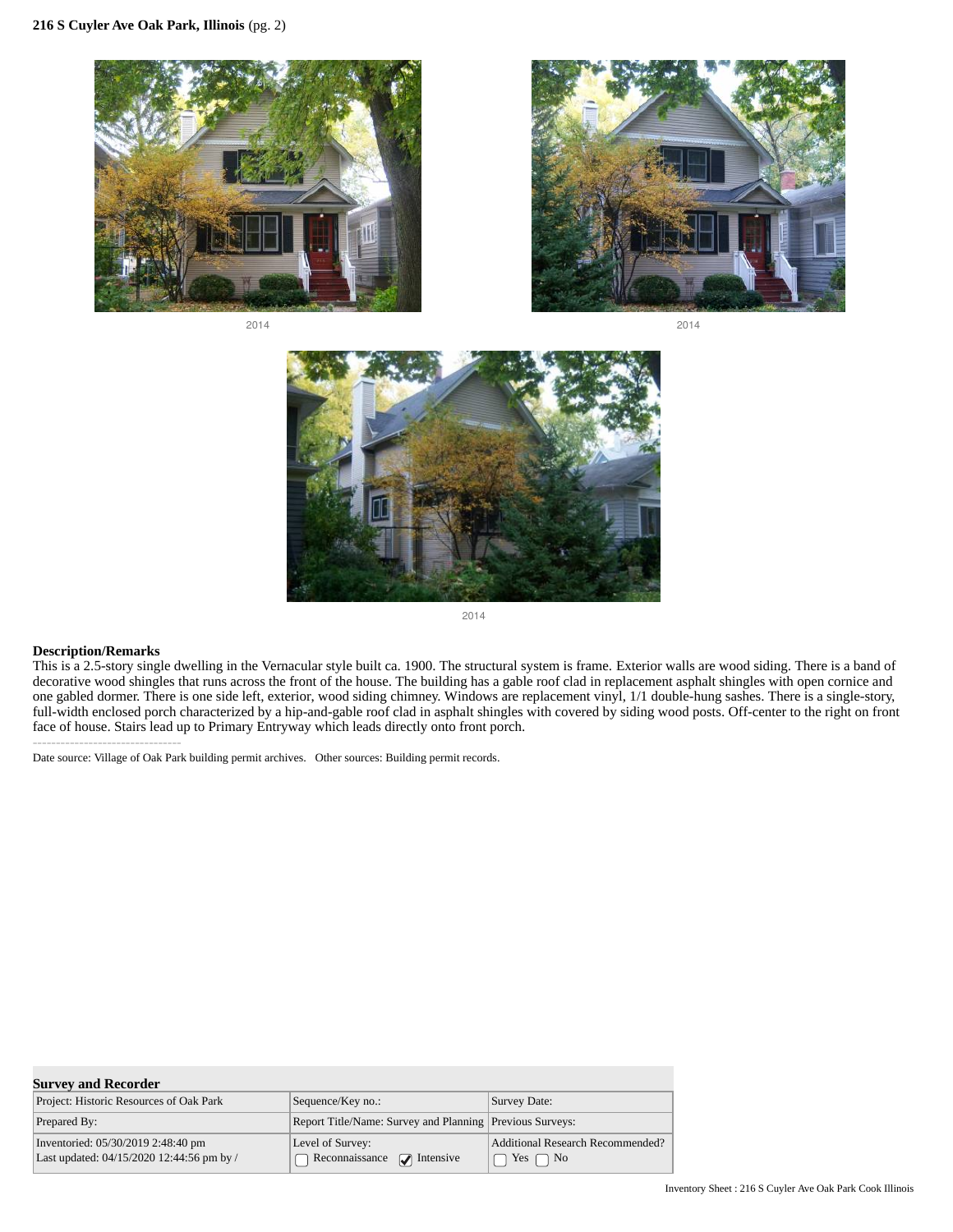**216 S Cuyler Ave Oak Park, Illinois** (pg. 2)

2014

2014

2014

**Description/Remarks**

This is a 2.5-story single dwelling in the Vernacular style built ca. 1900. The structural system is frame. Exterior walls are wood siding. There is a band of decorative wood shingles that runs across the front of the house. The building has a gable roof clad in replacement asphalt shingles with open cornice and one gabled dormer. There is one side left, exterior, wood siding chimney. Windows are replacement vinyl, 1/1 double-hung sashes. There is a single-story, full-width enclosed porch characterized by a hip-and-gable roof clad in asphalt shingles with covered by siding wood posts. Off-center to the right on front face of house. Stairs lead up to Primary Entryway which leads directly onto front porch.

--------------------------------

Date source: Village of Oak Park building permit archives. Other sources: Building permit records.

**Survey and Recorder**

| | | |
|---|---|---|
| Project: Historic Resources of Oak Park | Sequence/Key no.: | Survey Date: |
| Prepared By: | Report Title/Name: Survey and Planning | Previous Surveys: |
| Inventoried: 05/30/2019 2:48:40 pm<br>Last updated: 04/15/2020 12:44:56 pm by / | Level of Survey:<br>☐ Reconnaissance ☑ Intensive | Additional Research Recommended?<br>☐ Yes ☐ No |